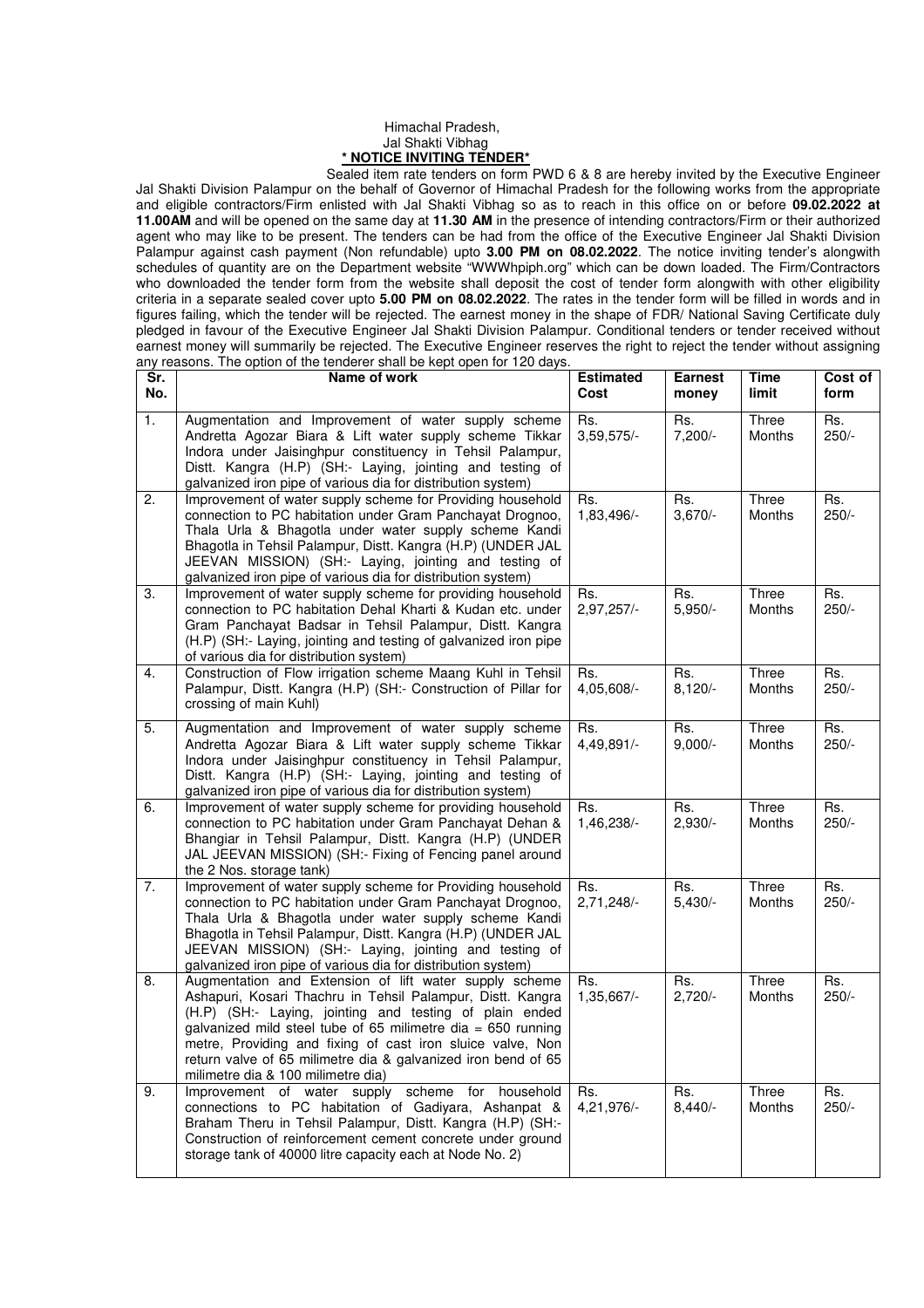Himachal Pradesh,
Jal Shakti Vibhag

**\* NOTICE INVITING TENDER\***

Sealed item rate tenders on form PWD 6 & 8 are hereby invited by the Executive Engineer Jal Shakti Division Palampur on the behalf of Governor of Himachal Pradesh for the following works from the appropriate and eligible contractors/Firm enlisted with Jal Shakti Vibhag so as to reach in this office on or before **09.02.2022 at 11.00AM** and will be opened on the same day at **11.30 AM** in the presence of intending contractors/Firm or their authorized agent who may like to be present. The tenders can be had from the office of the Executive Engineer Jal Shakti Division Palampur against cash payment (Non refundable) upto **3.00 PM on 08.02.2022**. The notice inviting tender's alongwith schedules of quantity are on the Department website "WWWhpiph.org" which can be down loaded. The Firm/Contractors who downloaded the tender form from the website shall deposit the cost of tender form alongwith with other eligibility criteria in a separate sealed cover upto **5.00 PM on 08.02.2022**. The rates in the tender form will be filled in words and in figures failing, which the tender will be rejected. The earnest money in the shape of FDR/ National Saving Certificate duly pledged in favour of the Executive Engineer Jal Shakti Division Palampur. Conditional tenders or tender received without earnest money will summarily be rejected. The Executive Engineer reserves the right to reject the tender without assigning any reasons. The option of the tenderer shall be kept open for 120 days.

| Sr. No. | Name of work | Estimated Cost | Earnest money | Time limit | Cost of form |
|---|---|---|---|---|---|
| 1. | Augmentation and Improvement of water supply scheme Andretta Agozar Biara & Lift water supply scheme Tikkar Indora under Jaisinghpur constituency in Tehsil Palampur, Distt. Kangra (H.P) (SH:- Laying, jointing and testing of galvanized iron pipe of various dia for distribution system) | Rs. 3,59,575/- | Rs. 7,200/- | Three Months | Rs. 250/- |
| 2. | Improvement of water supply scheme for Providing household connection to PC habitation under Gram Panchayat Drognoo, Thala Urla & Bhagotla under water supply scheme Kandi Bhagotla in Tehsil Palampur, Distt. Kangra (H.P) (UNDER JAL JEEVAN MISSION) (SH:- Laying, jointing and testing of galvanized iron pipe of various dia for distribution system) | Rs. 1,83,496/- | Rs. 3,670/- | Three Months | Rs. 250/- |
| 3. | Improvement of water supply scheme for providing household connection to PC habitation Dehal Kharti & Kudan etc. under Gram Panchayat Badsar in Tehsil Palampur, Distt. Kangra (H.P) (SH:- Laying, jointing and testing of galvanized iron pipe of various dia for distribution system) | Rs. 2,97,257/- | Rs. 5,950/- | Three Months | Rs. 250/- |
| 4. | Construction of Flow irrigation scheme Maang Kuhl in Tehsil Palampur, Distt. Kangra (H.P) (SH:- Construction of Pillar for crossing of main Kuhl) | Rs. 4,05,608/- | Rs. 8,120/- | Three Months | Rs. 250/- |
| 5. | Augmentation and Improvement of water supply scheme Andretta Agozar Biara & Lift water supply scheme Tikkar Indora under Jaisinghpur constituency in Tehsil Palampur, Distt. Kangra (H.P) (SH:- Laying, jointing and testing of galvanized iron pipe of various dia for distribution system) | Rs. 4,49,891/- | Rs. 9,000/- | Three Months | Rs. 250/- |
| 6. | Improvement of water supply scheme for providing household connection to PC habitation under Gram Panchayat Dehan & Bhangiar in Tehsil Palampur, Distt. Kangra (H.P) (UNDER JAL JEEVAN MISSION) (SH:- Fixing of Fencing panel around the 2 Nos. storage tank) | Rs. 1,46,238/- | Rs. 2,930/- | Three Months | Rs. 250/- |
| 7. | Improvement of water supply scheme for Providing household connection to PC habitation under Gram Panchayat Drognoo, Thala Urla & Bhagotla under water supply scheme Kandi Bhagotla in Tehsil Palampur, Distt. Kangra (H.P) (UNDER JAL JEEVAN MISSION) (SH:- Laying, jointing and testing of galvanized iron pipe of various dia for distribution system) | Rs. 2,71,248/- | Rs. 5,430/- | Three Months | Rs. 250/- |
| 8. | Augmentation and Extension of lift water supply scheme Ashapuri, Kosari Thachru in Tehsil Palampur, Distt. Kangra (H.P) (SH:- Laying, jointing and testing of plain ended galvanized mild steel tube of 65 milimetre dia = 650 running metre, Providing and fixing of cast iron sluice valve, Non return valve of 65 milimetre dia & galvanized iron bend of 65 milimetre dia & 100 milimetre dia) | Rs. 1,35,667/- | Rs. 2,720/- | Three Months | Rs. 250/- |
| 9. | Improvement of water supply scheme for household connections to PC habitation of Gadiyara, Ashanpat & Braham Theru in Tehsil Palampur, Distt. Kangra (H.P) (SH:- Construction of reinforcement cement concrete under ground storage tank of 40000 litre capacity each at Node No. 2) | Rs. 4,21,976/- | Rs. 8,440/- | Three Months | Rs. 250/- |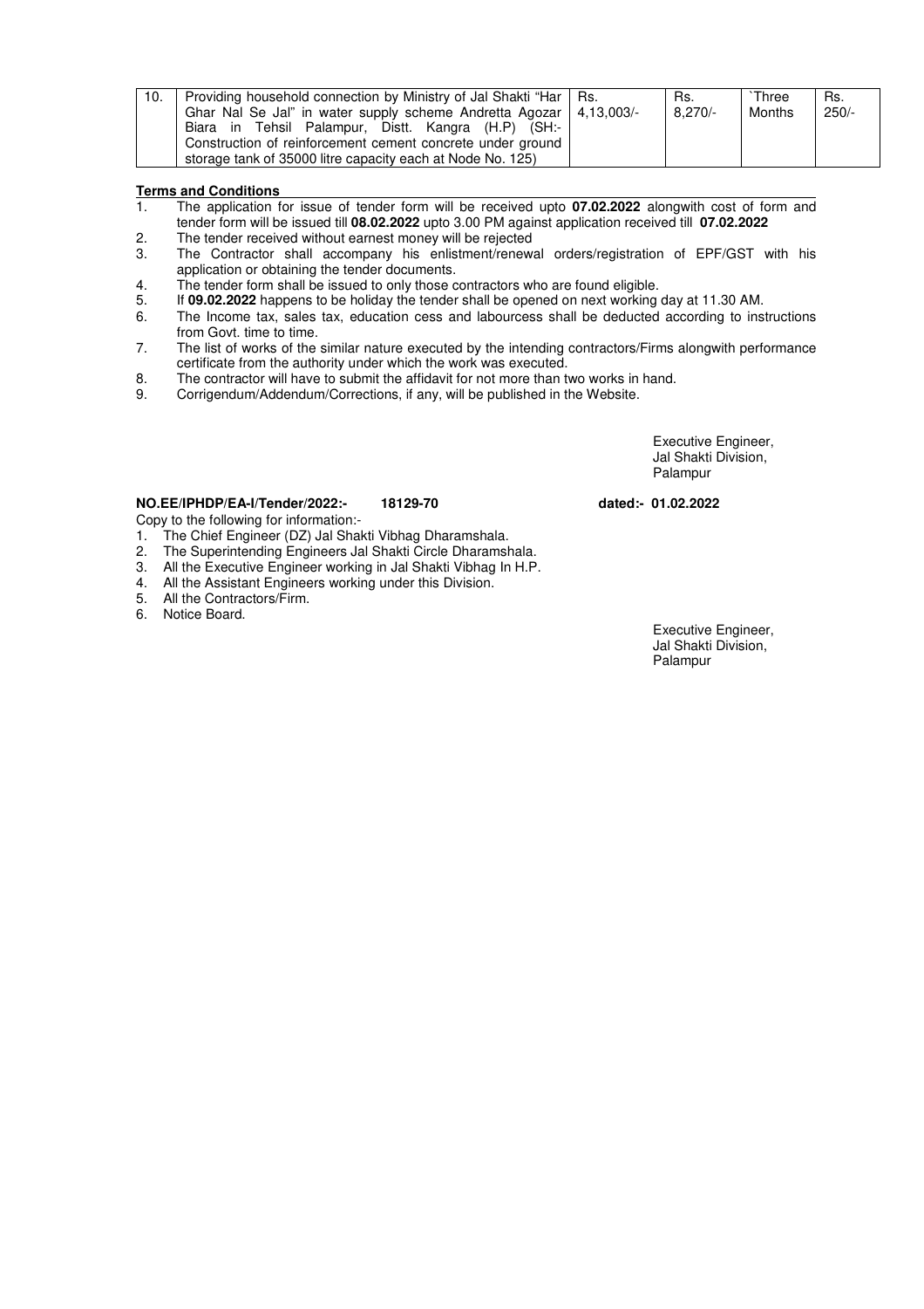| | | | | | |
|---|---|---|---|---|---|
| 10. | Providing household connection by Ministry of Jal Shakti "Har Ghar Nal Se Jal" in water supply scheme Andretta Agozar Biara in Tehsil Palampur, Distt. Kangra (H.P) (SH:- Construction of reinforcement cement concrete under ground storage tank of 35000 litre capacity each at Node No. 125) | Rs. 4,13,003/- | Rs. 8,270/- | `Three Months | Rs. 250/- |

**Terms and Conditions**

1. The application for issue of tender form will be received upto **07.02.2022** alongwith cost of form and tender form will be issued till **08.02.2022** upto 3.00 PM against application received till **07.02.2022**
2. The tender received without earnest money will be rejected
3. The Contractor shall accompany his enlistment/renewal orders/registration of EPF/GST with his application or obtaining the tender documents.
4. The tender form shall be issued to only those contractors who are found eligible.
5. If **09.02.2022** happens to be holiday the tender shall be opened on next working day at 11.30 AM.
6. The Income tax, sales tax, education cess and labourcess shall be deducted according to instructions from Govt. time to time.
7. The list of works of the similar nature executed by the intending contractors/Firms alongwith performance certificate from the authority under which the work was executed.
8. The contractor will have to submit the affidavit for not more than two works in hand.
9. Corrigendum/Addendum/Corrections, if any, will be published in the Website.

Executive Engineer,
Jal Shakti Division,
Palampur

**NO.EE/IPHDP/EA-I/Tender/2022:- 18129-70** **dated:- 01.02.2022**

Copy to the following for information:-

1. The Chief Engineer (DZ) Jal Shakti Vibhag Dharamshala.
2. The Superintending Engineers Jal Shakti Circle Dharamshala.
3. All the Executive Engineer working in Jal Shakti Vibhag In H.P.
4. All the Assistant Engineers working under this Division.
5. All the Contractors/Firm.
6. Notice Board.

Executive Engineer,
Jal Shakti Division,
Palampur